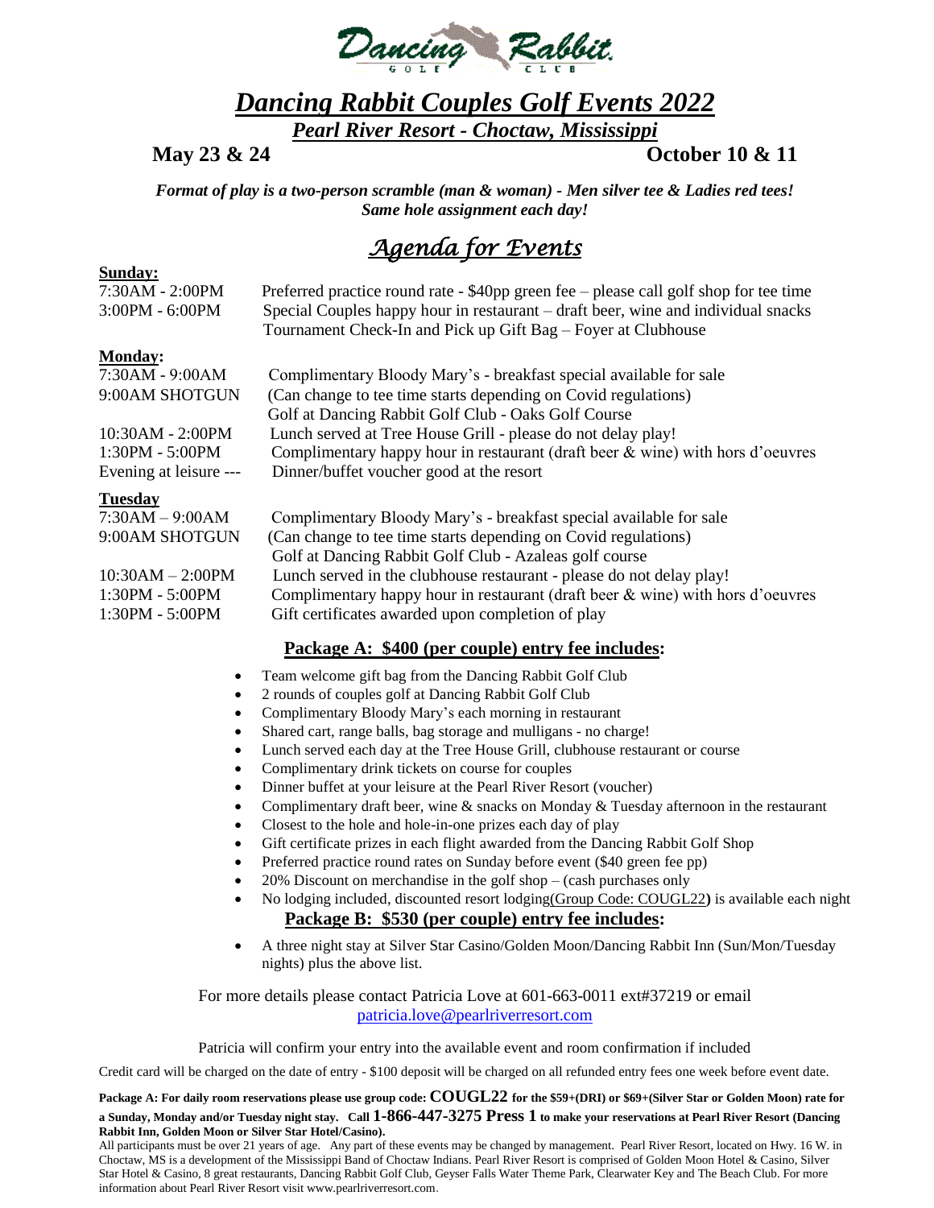Dancing Rabbit GOLF CLUB

# *Dancing Rabbit Couples Golf Events 2022*

## *Pearl River Resort - Choctaw, Mississippi*

**May 23 & 24** **October 10 & 11**

***Format of play is a two-person scramble (man & woman) - Men silver tee & Ladies red tees! Same hole assignment each day!***

## *Agenda for Events*

**Sunday:**

| | |
|---|---|
| 7:30AM - 2:00PM | Preferred practice round rate - $40pp green fee – please call golf shop for tee time |
| 3:00PM - 6:00PM | Special Couples happy hour in restaurant – draft beer, wine and individual snacks<br>Tournament Check-In and Pick up Gift Bag – Foyer at Clubhouse |

**Monday:**

| | |
|---|---|
| 7:30AM - 9:00AM | Complimentary Bloody Mary's - breakfast special available for sale |
| 9:00AM SHOTGUN | (Can change to tee time starts depending on Covid regulations)<br>Golf at Dancing Rabbit Golf Club - Oaks Golf Course |
| 10:30AM - 2:00PM | Lunch served at Tree House Grill - please do not delay play! |
| 1:30PM - 5:00PM | Complimentary happy hour in restaurant (draft beer & wine) with hors d'oeuvres |
| Evening at leisure --- | Dinner/buffet voucher good at the resort |

**Tuesday**

| | |
|---|---|
| 7:30AM – 9:00AM | Complimentary Bloody Mary's - breakfast special available for sale |
| 9:00AM SHOTGUN | (Can change to tee time starts depending on Covid regulations)<br>Golf at Dancing Rabbit Golf Club - Azaleas golf course |
| 10:30AM – 2:00PM | Lunch served in the clubhouse restaurant - please do not delay play! |
| 1:30PM - 5:00PM | Complimentary happy hour in restaurant (draft beer & wine) with hors d'oeuvres |
| 1:30PM - 5:00PM | Gift certificates awarded upon completion of play |

### Package A: $400 (per couple) entry fee includes:

- Team welcome gift bag from the Dancing Rabbit Golf Club
- 2 rounds of couples golf at Dancing Rabbit Golf Club
- Complimentary Bloody Mary's each morning in restaurant
- Shared cart, range balls, bag storage and mulligans - no charge!
- Lunch served each day at the Tree House Grill, clubhouse restaurant or course
- Complimentary drink tickets on course for couples
- Dinner buffet at your leisure at the Pearl River Resort (voucher)
- Complimentary draft beer, wine & snacks on Monday & Tuesday afternoon in the restaurant
- Closest to the hole and hole-in-one prizes each day of play
- Gift certificate prizes in each flight awarded from the Dancing Rabbit Golf Shop
- Preferred practice round rates on Sunday before event ($40 green fee pp)
- 20% Discount on merchandise in the golf shop – (cash purchases only
- No lodging included, discounted resort lodging(Group Code: COUGL22) is available each night

### Package B: $530 (per couple) entry fee includes:

- A three night stay at Silver Star Casino/Golden Moon/Dancing Rabbit Inn (Sun/Mon/Tuesday nights) plus the above list.

For more details please contact Patricia Love at 601-663-0011 ext#37219 or email patricia.love@pearlriverresort.com

Patricia will confirm your entry into the available event and room confirmation if included

Credit card will be charged on the date of entry - $100 deposit will be charged on all refunded entry fees one week before event date.

**Package A: For daily room reservations please use group code: COUGL22 for the $59+(DRI) or $69+(Silver Star or Golden Moon) rate for a Sunday, Monday and/or Tuesday night stay. Call 1-866-447-3275 Press 1 to make your reservations at Pearl River Resort (Dancing Rabbit Inn, Golden Moon or Silver Star Hotel/Casino).**

All participants must be over 21 years of age. Any part of these events may be changed by management. Pearl River Resort, located on Hwy. 16 W. in Choctaw, MS is a development of the Mississippi Band of Choctaw Indians. Pearl River Resort is comprised of Golden Moon Hotel & Casino, Silver Star Hotel & Casino, 8 great restaurants, Dancing Rabbit Golf Club, Geyser Falls Water Theme Park, Clearwater Key and The Beach Club. For more information about Pearl River Resort visit www.pearlriverresort.com.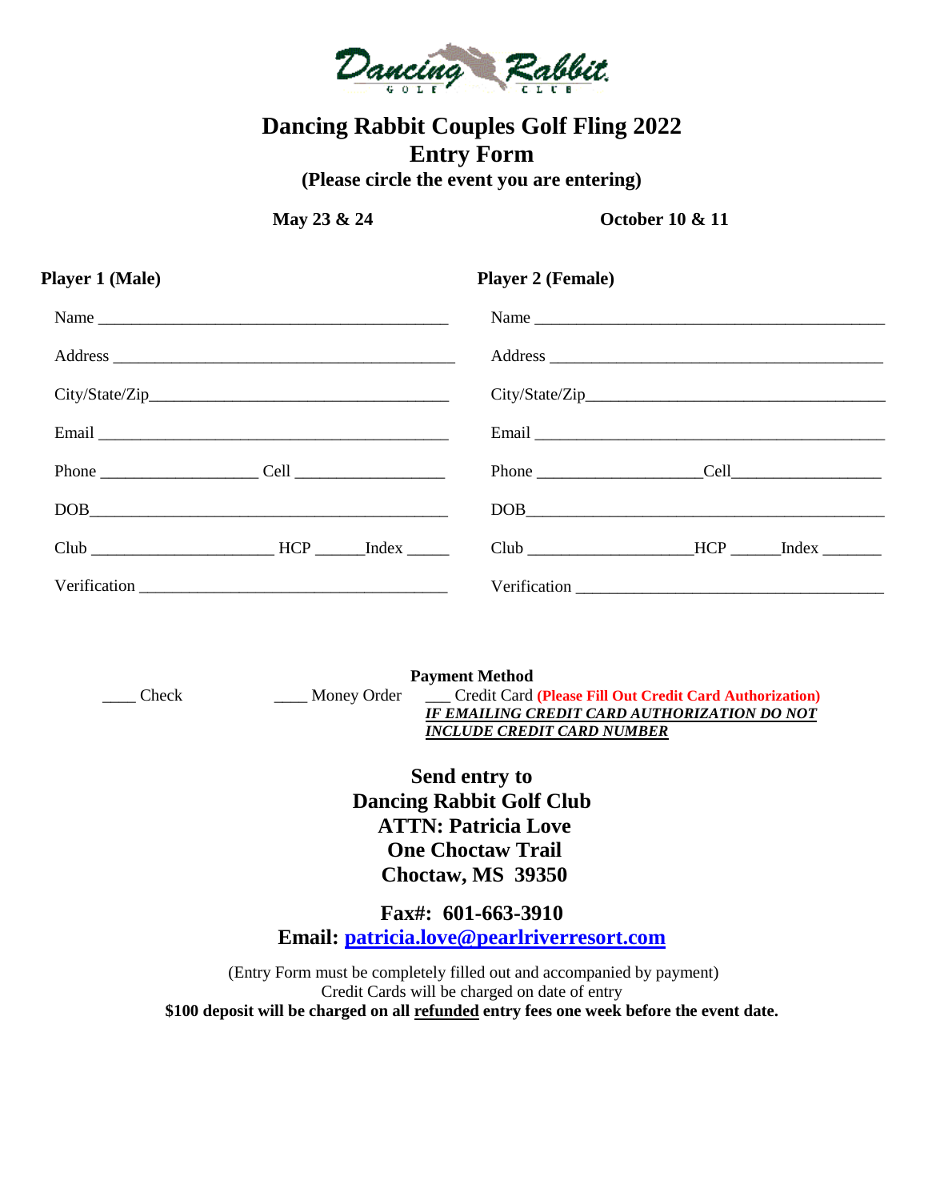Dancing Rabbit GOLF CLUB

# Dancing Rabbit Couples Golf Fling 2022

## Entry Form

**(Please circle the event you are entering)**

**May 23 & 24** | **October 10 & 11**

**Player 1 (Male)**

Name ____________________________________________

Address __________________________________________

City/State/Zip_____________________________________

Email ____________________________________________

Phone __________________ Cell __________________

DOB______________________________________________

Club ______________________ HCP ______Index _____

Verification ______________________________________

**Player 2 (Female)**

Name ____________________________________________

Address __________________________________________

City/State/Zip_____________________________________

Email ____________________________________________

Phone ___________________Cell__________________

DOB______________________________________________

Club ___________________HCP ______Index _______

Verification ______________________________________

**Payment Method**

____ Check ____ Money Order ___ Credit Card **(Please Fill Out Credit Card Authorization)**

***IF EMAILING CREDIT CARD AUTHORIZATION DO NOT INCLUDE CREDIT CARD NUMBER***

**Send entry to**
**Dancing Rabbit Golf Club**
**ATTN: Patricia Love**
**One Choctaw Trail**
**Choctaw, MS 39350**

**Fax#: 601-663-3910**
**Email: patricia.love@pearlriverresort.com**

(Entry Form must be completely filled out and accompanied by payment)
Credit Cards will be charged on date of entry
**$100 deposit will be charged on all refunded entry fees one week before the event date.**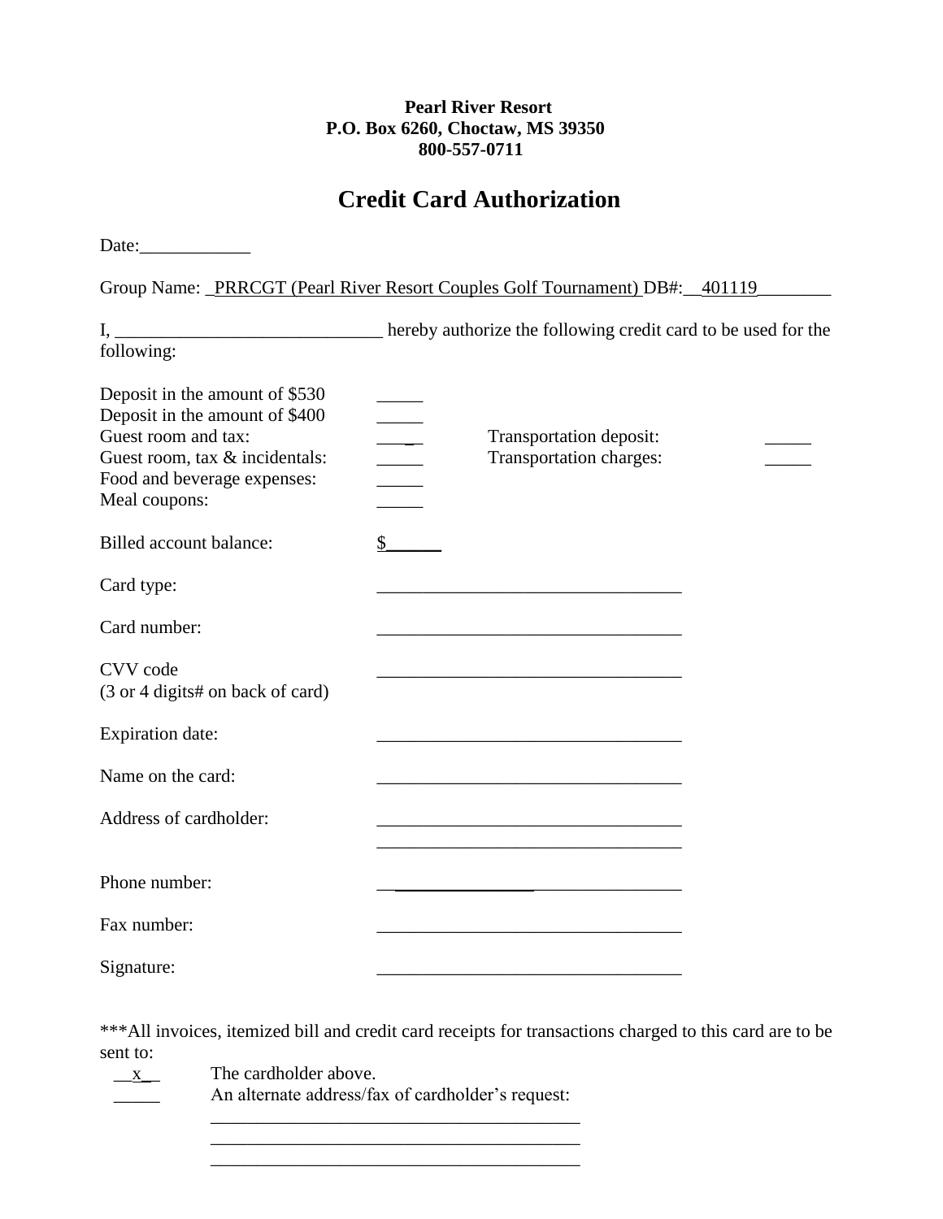**Pearl River Resort**
**P.O. Box 6260, Choctaw, MS 39350**
**800-557-0711**

# Credit Card Authorization

Date:____________

Group Name: _PRRCGT (Pearl River Resort Couples Golf Tournament) DB#:__401119________

I, _____________________________ hereby authorize the following credit card to be used for the following:

| | | | |
|---|---|---|---|
| Deposit in the amount of $530 | _____ | | |
| Deposit in the amount of $400 | _____ | | |
| Guest room and tax: | _____ | Transportation deposit: | _____ |
| Guest room, tax & incidentals: | _____ | Transportation charges: | _____ |
| Food and beverage expenses: | _____ | | |
| Meal coupons: | _____ | | |

Billed account balance: $______

Card type: _________________________________

Card number: _________________________________

CVV code
(3 or 4 digits# on back of card) _________________________________

Expiration date: _________________________________

Name on the card: _________________________________

Address of cardholder: _________________________________
_________________________________

Phone number: _________________________________

Fax number: _________________________________

Signature: _________________________________

***All invoices, itemized bill and credit card receipts for transactions charged to this card are to be sent to:

__x__ The cardholder above.
_____ An alternate address/fax of cardholder's request:
________________________________________
________________________________________
________________________________________